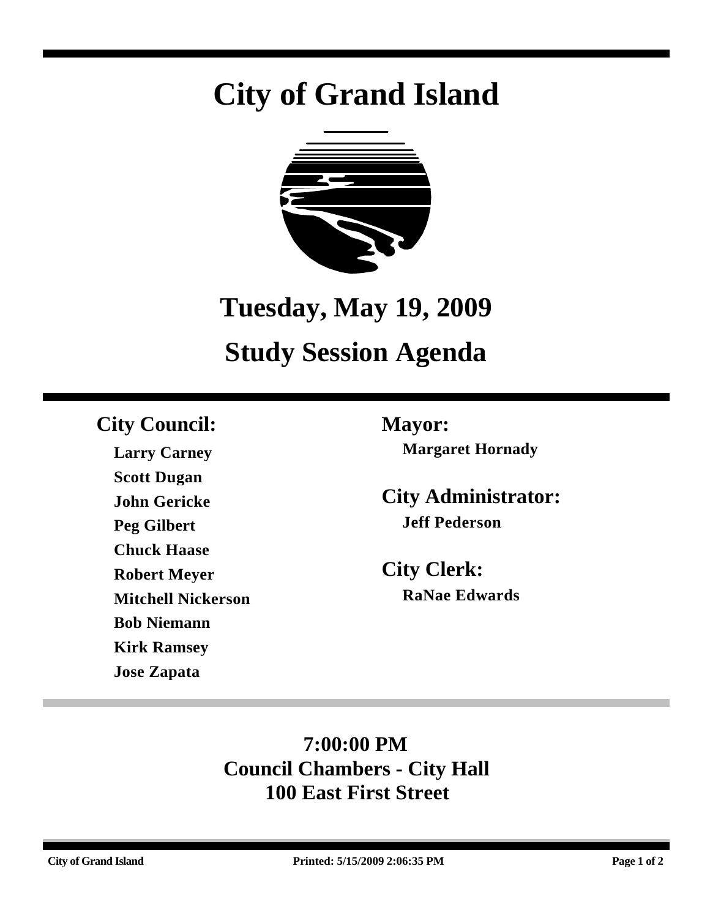# City of Grand Island

## Tuesday, May 19, 2009

## Study Session Agenda

### City Council:

**Larry Carney**

**Scott Dugan**

**John Gericke**

**Peg Gilbert**

**Chuck Haase**

**Robert Meyer**

**Mitchell Nickerson**

**Bob Niemann**

**Kirk Ramsey**

**Jose Zapata**

### Mayor:

**Margaret Hornady**

### City Administrator:

**Jeff Pederson**

### City Clerk:

**RaNae Edwards**

**7:00:00 PM**
**Council Chambers - City Hall**
**100 East First Street**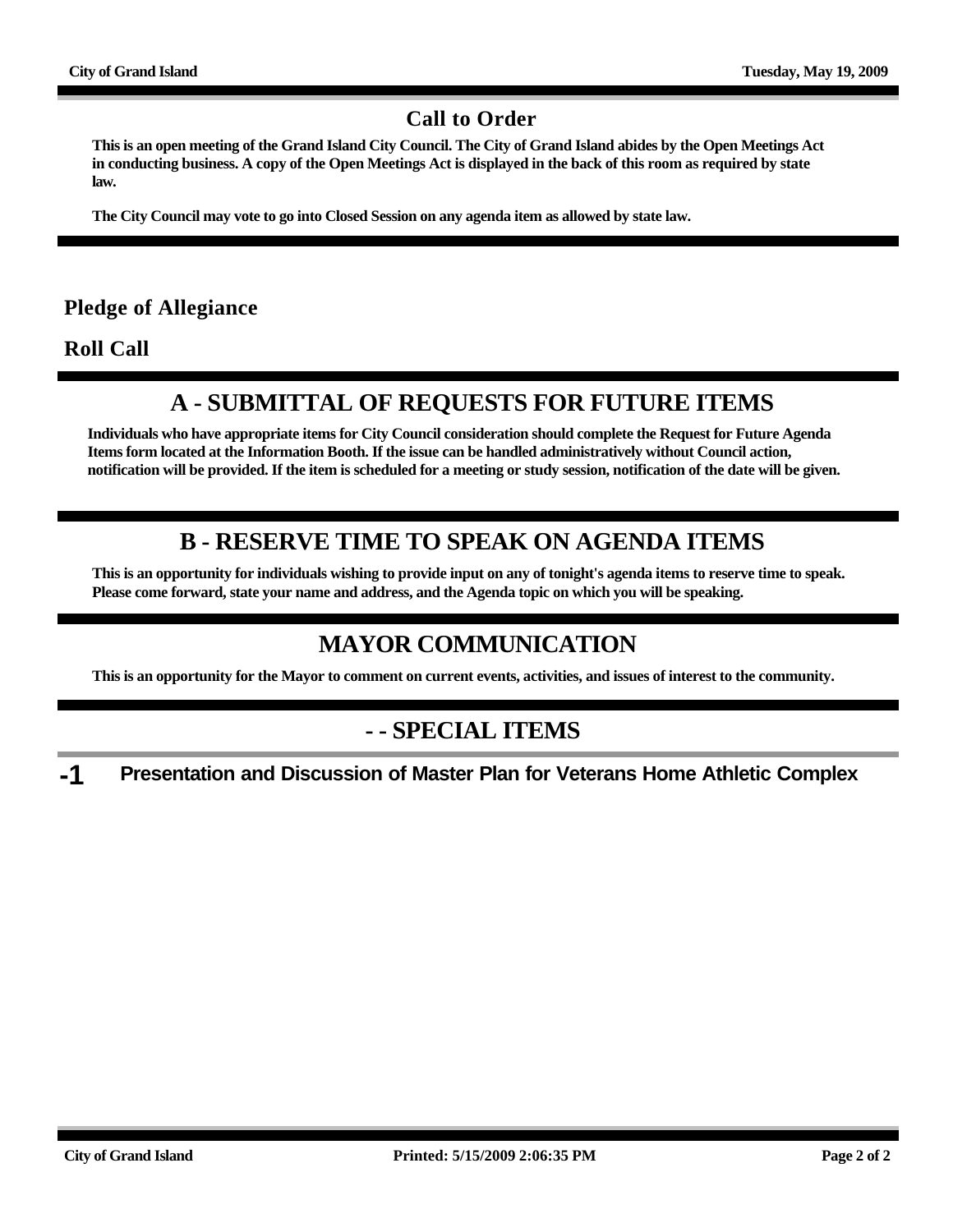## Call to Order

**This is an open meeting of the Grand Island City Council. The City of Grand Island abides by the Open Meetings Act in conducting business. A copy of the Open Meetings Act is displayed in the back of this room as required by state law.**

**The City Council may vote to go into Closed Session on any agenda item as allowed by state law.**

## Pledge of Allegiance

## Roll Call

# A - SUBMITTAL OF REQUESTS FOR FUTURE ITEMS

**Individuals who have appropriate items for City Council consideration should complete the Request for Future Agenda Items form located at the Information Booth. If the issue can be handled administratively without Council action, notification will be provided. If the item is scheduled for a meeting or study session, notification of the date will be given.**

# B - RESERVE TIME TO SPEAK ON AGENDA ITEMS

**This is an opportunity for individuals wishing to provide input on any of tonight's agenda items to reserve time to speak. Please come forward, state your name and address, and the Agenda topic on which you will be speaking.**

# MAYOR COMMUNICATION

**This is an opportunity for the Mayor to comment on current events, activities, and issues of interest to the community.**

# - - SPECIAL ITEMS

**-1** **Presentation and Discussion of Master Plan for Veterans Home Athletic Complex**